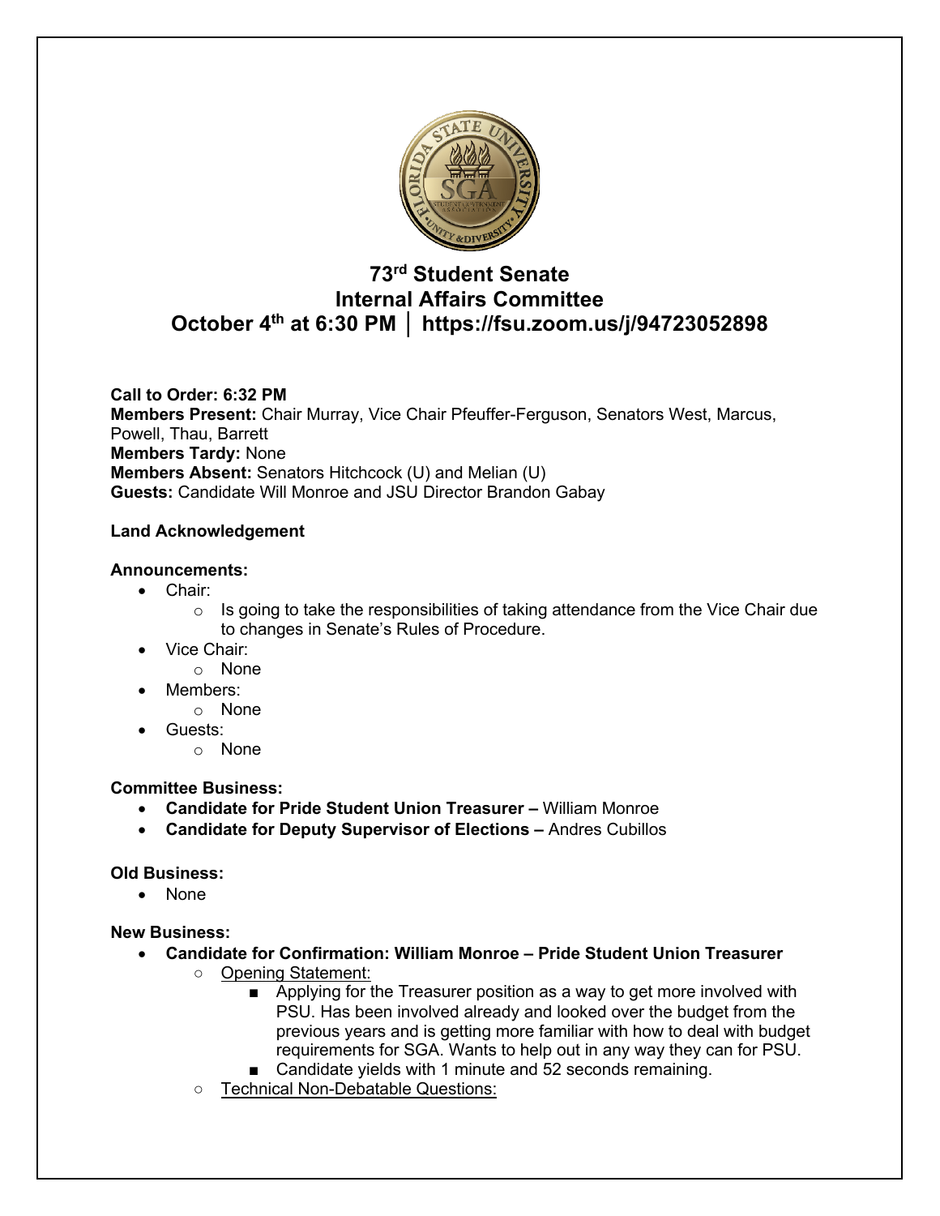# 73rd Student Senate
# Internal Affairs Committee
# October 4th at 6:30 PM │ https://fsu.zoom.us/j/94723052898

**Call to Order: 6:32 PM**
**Members Present:** Chair Murray, Vice Chair Pfeuffer-Ferguson, Senators West, Marcus, Powell, Thau, Barrett
**Members Tardy:** None
**Members Absent:** Senators Hitchcock (U) and Melian (U)
**Guests:** Candidate Will Monroe and JSU Director Brandon Gabay

**Land Acknowledgement**

**Announcements:**

- Chair:
    - Is going to take the responsibilities of taking attendance from the Vice Chair due to changes in Senate's Rules of Procedure.
- Vice Chair:
    - None
- Members:
    - None
- Guests:
    - None

**Committee Business:**

- **Candidate for Pride Student Union Treasurer –** William Monroe
- **Candidate for Deputy Supervisor of Elections –** Andres Cubillos

**Old Business:**

- None

**New Business:**

- **Candidate for Confirmation: William Monroe – Pride Student Union Treasurer**
    - Opening Statement:
        - Applying for the Treasurer position as a way to get more involved with PSU. Has been involved already and looked over the budget from the previous years and is getting more familiar with how to deal with budget requirements for SGA. Wants to help out in any way they can for PSU.
        - Candidate yields with 1 minute and 52 seconds remaining.
    - Technical Non-Debatable Questions: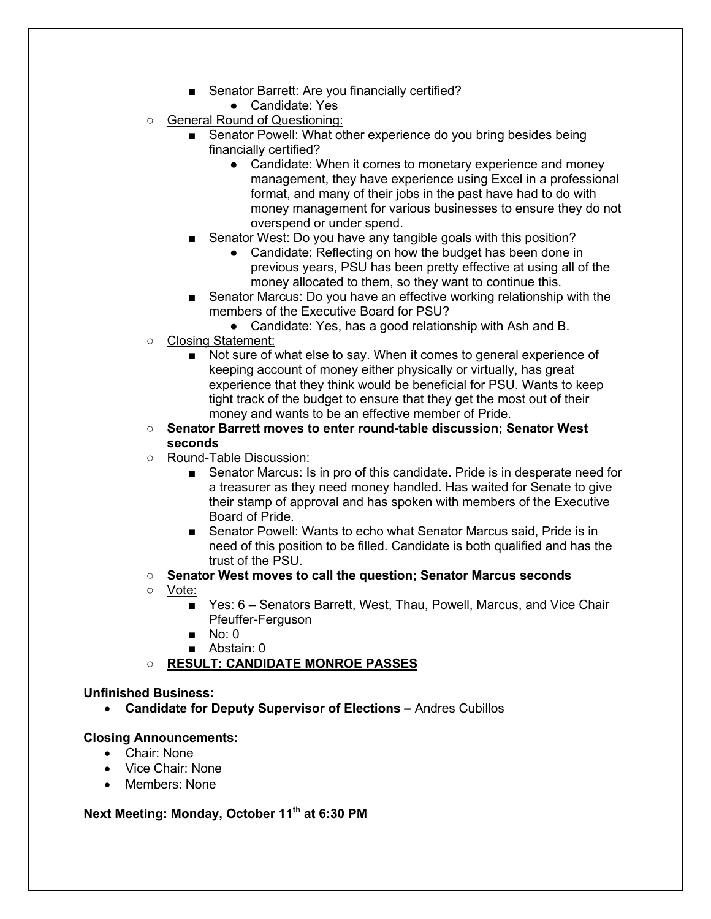- Senator Barrett: Are you financially certified?
            - Candidate: Yes
    - General Round of Questioning:
        - Senator Powell: What other experience do you bring besides being financially certified?
            - Candidate: When it comes to monetary experience and money management, they have experience using Excel in a professional format, and many of their jobs in the past have had to do with money management for various businesses to ensure they do not overspend or under spend.
        - Senator West: Do you have any tangible goals with this position?
            - Candidate: Reflecting on how the budget has been done in previous years, PSU has been pretty effective at using all of the money allocated to them, so they want to continue this.
        - Senator Marcus: Do you have an effective working relationship with the members of the Executive Board for PSU?
            - Candidate: Yes, has a good relationship with Ash and B.
    - Closing Statement:
        - Not sure of what else to say. When it comes to general experience of keeping account of money either physically or virtually, has great experience that they think would be beneficial for PSU. Wants to keep tight track of the budget to ensure that they get the most out of their money and wants to be an effective member of Pride.
    - **Senator Barrett moves to enter round-table discussion; Senator West seconds**
    - Round-Table Discussion:
        - Senator Marcus: Is in pro of this candidate. Pride is in desperate need for a treasurer as they need money handled. Has waited for Senate to give their stamp of approval and has spoken with members of the Executive Board of Pride.
        - Senator Powell: Wants to echo what Senator Marcus said, Pride is in need of this position to be filled. Candidate is both qualified and has the trust of the PSU.
    - **Senator West moves to call the question; Senator Marcus seconds**
    - Vote:
        - Yes: 6 – Senators Barrett, West, Thau, Powell, Marcus, and Vice Chair Pfeuffer-Ferguson
        - No: 0
        - Abstain: 0
    - **RESULT: CANDIDATE MONROE PASSES**

**Unfinished Business:**

- **Candidate for Deputy Supervisor of Elections –** Andres Cubillos

**Closing Announcements:**

- Chair: None
- Vice Chair: None
- Members: None

**Next Meeting: Monday, October 11th at 6:30 PM**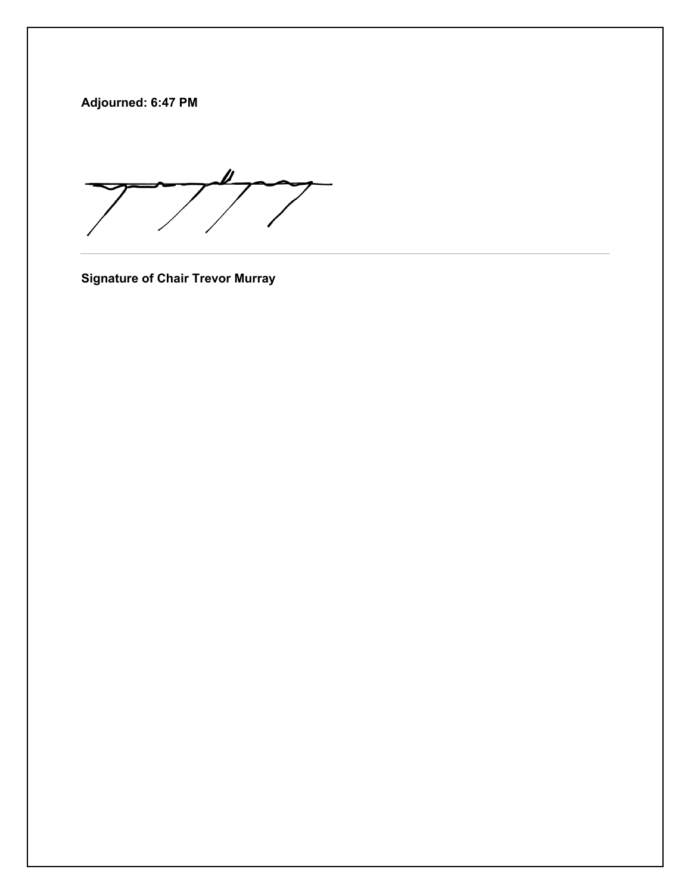**Adjourned: 6:47 PM**

---

**Signature of Chair Trevor Murray**